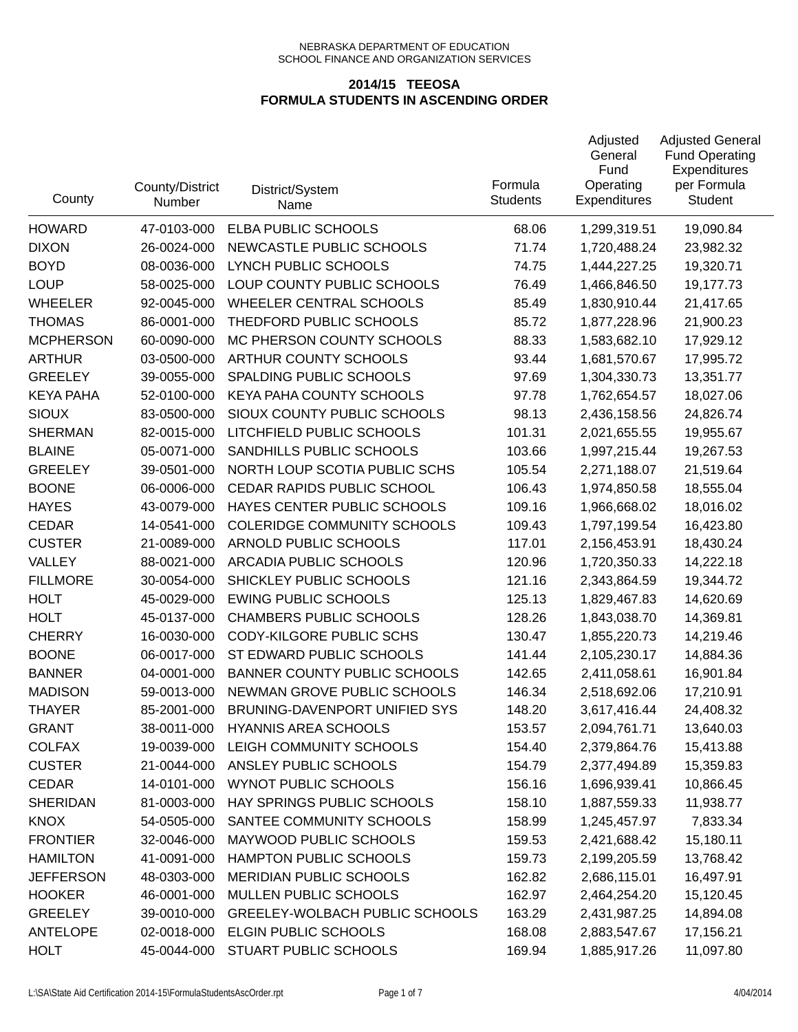NEBRASKA DEPARTMENT OF EDUCATION
SCHOOL FINANCE AND ORGANIZATION SERVICES

**2014/15 TEEOSA**
**FORMULA STUDENTS IN ASCENDING ORDER**

| County | County/District Number | District/System Name | Formula Students | Adjusted General Fund Operating Expenditures | Adjusted General Fund Operating Expenditures per Formula Student |
|---|---|---|---|---|---|
| HOWARD | 47-0103-000 | ELBA PUBLIC SCHOOLS | 68.06 | 1,299,319.51 | 19,090.84 |
| DIXON | 26-0024-000 | NEWCASTLE PUBLIC SCHOOLS | 71.74 | 1,720,488.24 | 23,982.32 |
| BOYD | 08-0036-000 | LYNCH PUBLIC SCHOOLS | 74.75 | 1,444,227.25 | 19,320.71 |
| LOUP | 58-0025-000 | LOUP COUNTY PUBLIC SCHOOLS | 76.49 | 1,466,846.50 | 19,177.73 |
| WHEELER | 92-0045-000 | WHEELER CENTRAL SCHOOLS | 85.49 | 1,830,910.44 | 21,417.65 |
| THOMAS | 86-0001-000 | THEDFORD PUBLIC SCHOOLS | 85.72 | 1,877,228.96 | 21,900.23 |
| MCPHERSON | 60-0090-000 | MC PHERSON COUNTY SCHOOLS | 88.33 | 1,583,682.10 | 17,929.12 |
| ARTHUR | 03-0500-000 | ARTHUR COUNTY SCHOOLS | 93.44 | 1,681,570.67 | 17,995.72 |
| GREELEY | 39-0055-000 | SPALDING PUBLIC SCHOOLS | 97.69 | 1,304,330.73 | 13,351.77 |
| KEYA PAHA | 52-0100-000 | KEYA PAHA COUNTY SCHOOLS | 97.78 | 1,762,654.57 | 18,027.06 |
| SIOUX | 83-0500-000 | SIOUX COUNTY PUBLIC SCHOOLS | 98.13 | 2,436,158.56 | 24,826.74 |
| SHERMAN | 82-0015-000 | LITCHFIELD PUBLIC SCHOOLS | 101.31 | 2,021,655.55 | 19,955.67 |
| BLAINE | 05-0071-000 | SANDHILLS PUBLIC SCHOOLS | 103.66 | 1,997,215.44 | 19,267.53 |
| GREELEY | 39-0501-000 | NORTH LOUP SCOTIA PUBLIC SCHS | 105.54 | 2,271,188.07 | 21,519.64 |
| BOONE | 06-0006-000 | CEDAR RAPIDS PUBLIC SCHOOL | 106.43 | 1,974,850.58 | 18,555.04 |
| HAYES | 43-0079-000 | HAYES CENTER PUBLIC SCHOOLS | 109.16 | 1,966,668.02 | 18,016.02 |
| CEDAR | 14-0541-000 | COLERIDGE COMMUNITY SCHOOLS | 109.43 | 1,797,199.54 | 16,423.80 |
| CUSTER | 21-0089-000 | ARNOLD PUBLIC SCHOOLS | 117.01 | 2,156,453.91 | 18,430.24 |
| VALLEY | 88-0021-000 | ARCADIA PUBLIC SCHOOLS | 120.96 | 1,720,350.33 | 14,222.18 |
| FILLMORE | 30-0054-000 | SHICKLEY PUBLIC SCHOOLS | 121.16 | 2,343,864.59 | 19,344.72 |
| HOLT | 45-0029-000 | EWING PUBLIC SCHOOLS | 125.13 | 1,829,467.83 | 14,620.69 |
| HOLT | 45-0137-000 | CHAMBERS PUBLIC SCHOOLS | 128.26 | 1,843,038.70 | 14,369.81 |
| CHERRY | 16-0030-000 | CODY-KILGORE PUBLIC SCHS | 130.47 | 1,855,220.73 | 14,219.46 |
| BOONE | 06-0017-000 | ST EDWARD PUBLIC SCHOOLS | 141.44 | 2,105,230.17 | 14,884.36 |
| BANNER | 04-0001-000 | BANNER COUNTY PUBLIC SCHOOLS | 142.65 | 2,411,058.61 | 16,901.84 |
| MADISON | 59-0013-000 | NEWMAN GROVE PUBLIC SCHOOLS | 146.34 | 2,518,692.06 | 17,210.91 |
| THAYER | 85-2001-000 | BRUNING-DAVENPORT UNIFIED SYS | 148.20 | 3,617,416.44 | 24,408.32 |
| GRANT | 38-0011-000 | HYANNIS AREA SCHOOLS | 153.57 | 2,094,761.71 | 13,640.03 |
| COLFAX | 19-0039-000 | LEIGH COMMUNITY SCHOOLS | 154.40 | 2,379,864.76 | 15,413.88 |
| CUSTER | 21-0044-000 | ANSLEY PUBLIC SCHOOLS | 154.79 | 2,377,494.89 | 15,359.83 |
| CEDAR | 14-0101-000 | WYNOT PUBLIC SCHOOLS | 156.16 | 1,696,939.41 | 10,866.45 |
| SHERIDAN | 81-0003-000 | HAY SPRINGS PUBLIC SCHOOLS | 158.10 | 1,887,559.33 | 11,938.77 |
| KNOX | 54-0505-000 | SANTEE COMMUNITY SCHOOLS | 158.99 | 1,245,457.97 | 7,833.34 |
| FRONTIER | 32-0046-000 | MAYWOOD PUBLIC SCHOOLS | 159.53 | 2,421,688.42 | 15,180.11 |
| HAMILTON | 41-0091-000 | HAMPTON PUBLIC SCHOOLS | 159.73 | 2,199,205.59 | 13,768.42 |
| JEFFERSON | 48-0303-000 | MERIDIAN PUBLIC SCHOOLS | 162.82 | 2,686,115.01 | 16,497.91 |
| HOOKER | 46-0001-000 | MULLEN PUBLIC SCHOOLS | 162.97 | 2,464,254.20 | 15,120.45 |
| GREELEY | 39-0010-000 | GREELEY-WOLBACH PUBLIC SCHOOLS | 163.29 | 2,431,987.25 | 14,894.08 |
| ANTELOPE | 02-0018-000 | ELGIN PUBLIC SCHOOLS | 168.08 | 2,883,547.67 | 17,156.21 |
| HOLT | 45-0044-000 | STUART PUBLIC SCHOOLS | 169.94 | 1,885,917.26 | 11,097.80 |

L:\SA\State Aid Certification 2014-15\FormulaStudentsAscOrder.rpt 4/04/2014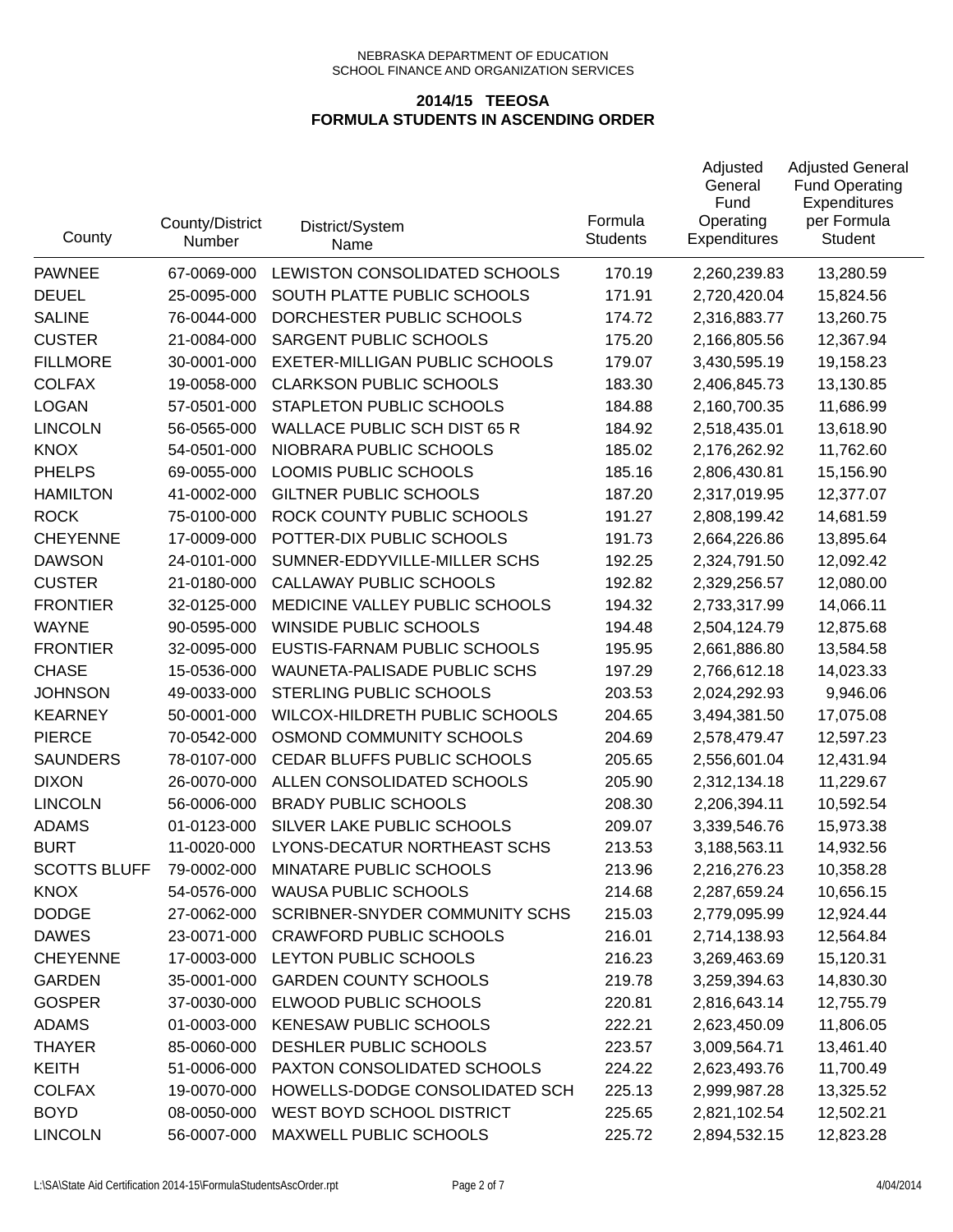NEBRASKA DEPARTMENT OF EDUCATION
SCHOOL FINANCE AND ORGANIZATION SERVICES

**2014/15 TEEOSA**
**FORMULA STUDENTS IN ASCENDING ORDER**

| County | County/District Number | District/System Name | Formula Students | Adjusted General Fund Operating Expenditures | Adjusted General Fund Operating Expenditures per Formula Student |
|---|---|---|---|---|---|
| PAWNEE | 67-0069-000 | LEWISTON CONSOLIDATED SCHOOLS | 170.19 | 2,260,239.83 | 13,280.59 |
| DEUEL | 25-0095-000 | SOUTH PLATTE PUBLIC SCHOOLS | 171.91 | 2,720,420.04 | 15,824.56 |
| SALINE | 76-0044-000 | DORCHESTER PUBLIC SCHOOLS | 174.72 | 2,316,883.77 | 13,260.75 |
| CUSTER | 21-0084-000 | SARGENT PUBLIC SCHOOLS | 175.20 | 2,166,805.56 | 12,367.94 |
| FILLMORE | 30-0001-000 | EXETER-MILLIGAN PUBLIC SCHOOLS | 179.07 | 3,430,595.19 | 19,158.23 |
| COLFAX | 19-0058-000 | CLARKSON PUBLIC SCHOOLS | 183.30 | 2,406,845.73 | 13,130.85 |
| LOGAN | 57-0501-000 | STAPLETON PUBLIC SCHOOLS | 184.88 | 2,160,700.35 | 11,686.99 |
| LINCOLN | 56-0565-000 | WALLACE PUBLIC SCH DIST 65 R | 184.92 | 2,518,435.01 | 13,618.90 |
| KNOX | 54-0501-000 | NIOBRARA PUBLIC SCHOOLS | 185.02 | 2,176,262.92 | 11,762.60 |
| PHELPS | 69-0055-000 | LOOMIS PUBLIC SCHOOLS | 185.16 | 2,806,430.81 | 15,156.90 |
| HAMILTON | 41-0002-000 | GILTNER PUBLIC SCHOOLS | 187.20 | 2,317,019.95 | 12,377.07 |
| ROCK | 75-0100-000 | ROCK COUNTY PUBLIC SCHOOLS | 191.27 | 2,808,199.42 | 14,681.59 |
| CHEYENNE | 17-0009-000 | POTTER-DIX PUBLIC SCHOOLS | 191.73 | 2,664,226.86 | 13,895.64 |
| DAWSON | 24-0101-000 | SUMNER-EDDYVILLE-MILLER SCHS | 192.25 | 2,324,791.50 | 12,092.42 |
| CUSTER | 21-0180-000 | CALLAWAY PUBLIC SCHOOLS | 192.82 | 2,329,256.57 | 12,080.00 |
| FRONTIER | 32-0125-000 | MEDICINE VALLEY PUBLIC SCHOOLS | 194.32 | 2,733,317.99 | 14,066.11 |
| WAYNE | 90-0595-000 | WINSIDE PUBLIC SCHOOLS | 194.48 | 2,504,124.79 | 12,875.68 |
| FRONTIER | 32-0095-000 | EUSTIS-FARNAM PUBLIC SCHOOLS | 195.95 | 2,661,886.80 | 13,584.58 |
| CHASE | 15-0536-000 | WAUNETA-PALISADE PUBLIC SCHS | 197.29 | 2,766,612.18 | 14,023.33 |
| JOHNSON | 49-0033-000 | STERLING PUBLIC SCHOOLS | 203.53 | 2,024,292.93 | 9,946.06 |
| KEARNEY | 50-0001-000 | WILCOX-HILDRETH PUBLIC SCHOOLS | 204.65 | 3,494,381.50 | 17,075.08 |
| PIERCE | 70-0542-000 | OSMOND COMMUNITY SCHOOLS | 204.69 | 2,578,479.47 | 12,597.23 |
| SAUNDERS | 78-0107-000 | CEDAR BLUFFS PUBLIC SCHOOLS | 205.65 | 2,556,601.04 | 12,431.94 |
| DIXON | 26-0070-000 | ALLEN CONSOLIDATED SCHOOLS | 205.90 | 2,312,134.18 | 11,229.67 |
| LINCOLN | 56-0006-000 | BRADY PUBLIC SCHOOLS | 208.30 | 2,206,394.11 | 10,592.54 |
| ADAMS | 01-0123-000 | SILVER LAKE PUBLIC SCHOOLS | 209.07 | 3,339,546.76 | 15,973.38 |
| BURT | 11-0020-000 | LYONS-DECATUR NORTHEAST SCHS | 213.53 | 3,188,563.11 | 14,932.56 |
| SCOTTS BLUFF | 79-0002-000 | MINATARE PUBLIC SCHOOLS | 213.96 | 2,216,276.23 | 10,358.28 |
| KNOX | 54-0576-000 | WAUSA PUBLIC SCHOOLS | 214.68 | 2,287,659.24 | 10,656.15 |
| DODGE | 27-0062-000 | SCRIBNER-SNYDER COMMUNITY SCHS | 215.03 | 2,779,095.99 | 12,924.44 |
| DAWES | 23-0071-000 | CRAWFORD PUBLIC SCHOOLS | 216.01 | 2,714,138.93 | 12,564.84 |
| CHEYENNE | 17-0003-000 | LEYTON PUBLIC SCHOOLS | 216.23 | 3,269,463.69 | 15,120.31 |
| GARDEN | 35-0001-000 | GARDEN COUNTY SCHOOLS | 219.78 | 3,259,394.63 | 14,830.30 |
| GOSPER | 37-0030-000 | ELWOOD PUBLIC SCHOOLS | 220.81 | 2,816,643.14 | 12,755.79 |
| ADAMS | 01-0003-000 | KENESAW PUBLIC SCHOOLS | 222.21 | 2,623,450.09 | 11,806.05 |
| THAYER | 85-0060-000 | DESHLER PUBLIC SCHOOLS | 223.57 | 3,009,564.71 | 13,461.40 |
| KEITH | 51-0006-000 | PAXTON CONSOLIDATED SCHOOLS | 224.22 | 2,623,493.76 | 11,700.49 |
| COLFAX | 19-0070-000 | HOWELLS-DODGE CONSOLIDATED SCH | 225.13 | 2,999,987.28 | 13,325.52 |
| BOYD | 08-0050-000 | WEST BOYD SCHOOL DISTRICT | 225.65 | 2,821,102.54 | 12,502.21 |
| LINCOLN | 56-0007-000 | MAXWELL PUBLIC SCHOOLS | 225.72 | 2,894,532.15 | 12,823.28 |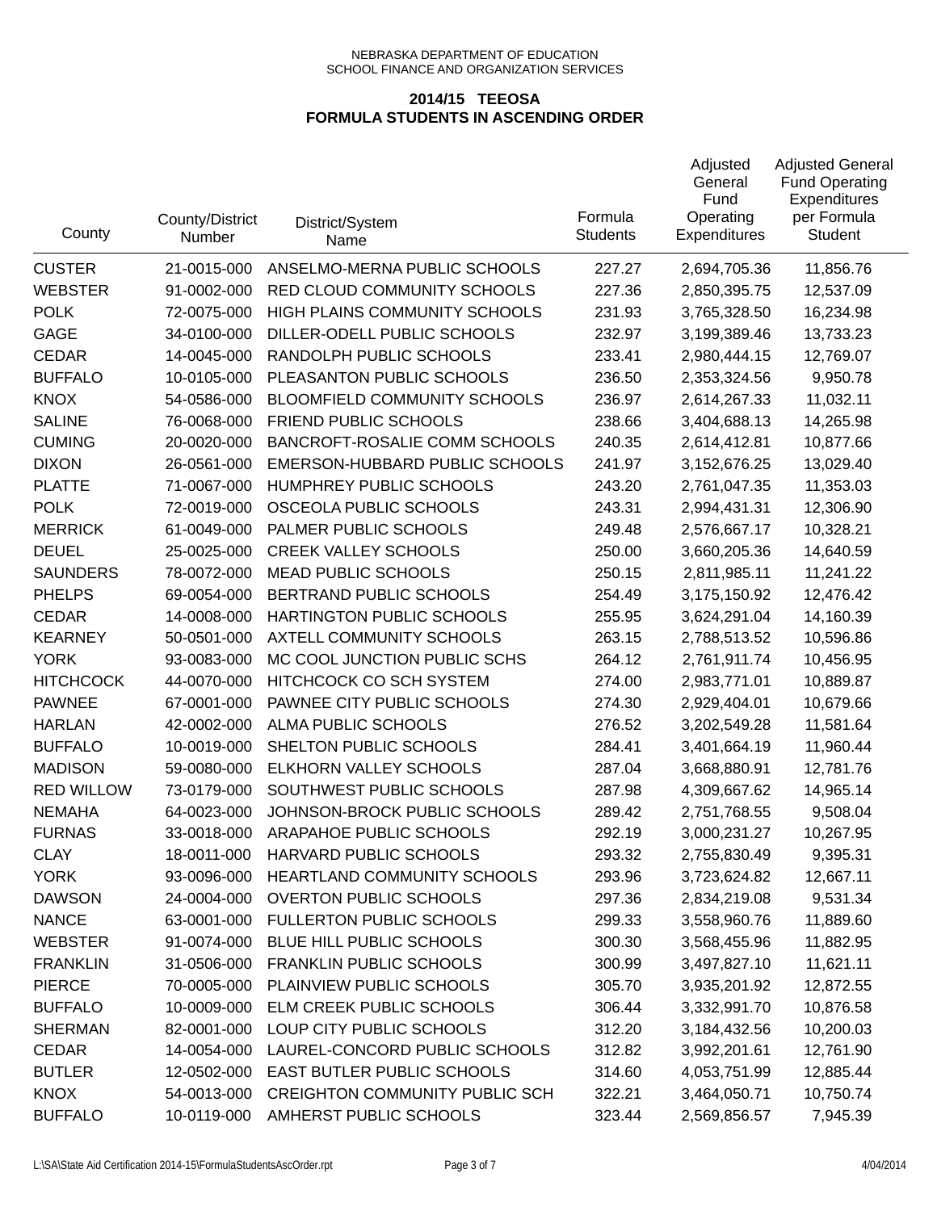NEBRASKA DEPARTMENT OF EDUCATION
SCHOOL FINANCE AND ORGANIZATION SERVICES

## 2014/15 TEEOSA
## FORMULA STUDENTS IN ASCENDING ORDER

| County | County/District Number | District/System Name | Formula Students | Adjusted General Fund Operating Expenditures | Adjusted General Fund Operating Expenditures per Formula Student |
|---|---|---|---|---|---|
| CUSTER | 21-0015-000 | ANSELMO-MERNA PUBLIC SCHOOLS | 227.27 | 2,694,705.36 | 11,856.76 |
| WEBSTER | 91-0002-000 | RED CLOUD COMMUNITY SCHOOLS | 227.36 | 2,850,395.75 | 12,537.09 |
| POLK | 72-0075-000 | HIGH PLAINS COMMUNITY SCHOOLS | 231.93 | 3,765,328.50 | 16,234.98 |
| GAGE | 34-0100-000 | DILLER-ODELL PUBLIC SCHOOLS | 232.97 | 3,199,389.46 | 13,733.23 |
| CEDAR | 14-0045-000 | RANDOLPH PUBLIC SCHOOLS | 233.41 | 2,980,444.15 | 12,769.07 |
| BUFFALO | 10-0105-000 | PLEASANTON PUBLIC SCHOOLS | 236.50 | 2,353,324.56 | 9,950.78 |
| KNOX | 54-0586-000 | BLOOMFIELD COMMUNITY SCHOOLS | 236.97 | 2,614,267.33 | 11,032.11 |
| SALINE | 76-0068-000 | FRIEND PUBLIC SCHOOLS | 238.66 | 3,404,688.13 | 14,265.98 |
| CUMING | 20-0020-000 | BANCROFT-ROSALIE COMM SCHOOLS | 240.35 | 2,614,412.81 | 10,877.66 |
| DIXON | 26-0561-000 | EMERSON-HUBBARD PUBLIC SCHOOLS | 241.97 | 3,152,676.25 | 13,029.40 |
| PLATTE | 71-0067-000 | HUMPHREY PUBLIC SCHOOLS | 243.20 | 2,761,047.35 | 11,353.03 |
| POLK | 72-0019-000 | OSCEOLA PUBLIC SCHOOLS | 243.31 | 2,994,431.31 | 12,306.90 |
| MERRICK | 61-0049-000 | PALMER PUBLIC SCHOOLS | 249.48 | 2,576,667.17 | 10,328.21 |
| DEUEL | 25-0025-000 | CREEK VALLEY SCHOOLS | 250.00 | 3,660,205.36 | 14,640.59 |
| SAUNDERS | 78-0072-000 | MEAD PUBLIC SCHOOLS | 250.15 | 2,811,985.11 | 11,241.22 |
| PHELPS | 69-0054-000 | BERTRAND PUBLIC SCHOOLS | 254.49 | 3,175,150.92 | 12,476.42 |
| CEDAR | 14-0008-000 | HARTINGTON PUBLIC SCHOOLS | 255.95 | 3,624,291.04 | 14,160.39 |
| KEARNEY | 50-0501-000 | AXTELL COMMUNITY SCHOOLS | 263.15 | 2,788,513.52 | 10,596.86 |
| YORK | 93-0083-000 | MC COOL JUNCTION PUBLIC SCHS | 264.12 | 2,761,911.74 | 10,456.95 |
| HITCHCOCK | 44-0070-000 | HITCHCOCK CO SCH SYSTEM | 274.00 | 2,983,771.01 | 10,889.87 |
| PAWNEE | 67-0001-000 | PAWNEE CITY PUBLIC SCHOOLS | 274.30 | 2,929,404.01 | 10,679.66 |
| HARLAN | 42-0002-000 | ALMA PUBLIC SCHOOLS | 276.52 | 3,202,549.28 | 11,581.64 |
| BUFFALO | 10-0019-000 | SHELTON PUBLIC SCHOOLS | 284.41 | 3,401,664.19 | 11,960.44 |
| MADISON | 59-0080-000 | ELKHORN VALLEY SCHOOLS | 287.04 | 3,668,880.91 | 12,781.76 |
| RED WILLOW | 73-0179-000 | SOUTHWEST PUBLIC SCHOOLS | 287.98 | 4,309,667.62 | 14,965.14 |
| NEMAHA | 64-0023-000 | JOHNSON-BROCK PUBLIC SCHOOLS | 289.42 | 2,751,768.55 | 9,508.04 |
| FURNAS | 33-0018-000 | ARAPAHOE PUBLIC SCHOOLS | 292.19 | 3,000,231.27 | 10,267.95 |
| CLAY | 18-0011-000 | HARVARD PUBLIC SCHOOLS | 293.32 | 2,755,830.49 | 9,395.31 |
| YORK | 93-0096-000 | HEARTLAND COMMUNITY SCHOOLS | 293.96 | 3,723,624.82 | 12,667.11 |
| DAWSON | 24-0004-000 | OVERTON PUBLIC SCHOOLS | 297.36 | 2,834,219.08 | 9,531.34 |
| NANCE | 63-0001-000 | FULLERTON PUBLIC SCHOOLS | 299.33 | 3,558,960.76 | 11,889.60 |
| WEBSTER | 91-0074-000 | BLUE HILL PUBLIC SCHOOLS | 300.30 | 3,568,455.96 | 11,882.95 |
| FRANKLIN | 31-0506-000 | FRANKLIN PUBLIC SCHOOLS | 300.99 | 3,497,827.10 | 11,621.11 |
| PIERCE | 70-0005-000 | PLAINVIEW PUBLIC SCHOOLS | 305.70 | 3,935,201.92 | 12,872.55 |
| BUFFALO | 10-0009-000 | ELM CREEK PUBLIC SCHOOLS | 306.44 | 3,332,991.70 | 10,876.58 |
| SHERMAN | 82-0001-000 | LOUP CITY PUBLIC SCHOOLS | 312.20 | 3,184,432.56 | 10,200.03 |
| CEDAR | 14-0054-000 | LAUREL-CONCORD PUBLIC SCHOOLS | 312.82 | 3,992,201.61 | 12,761.90 |
| BUTLER | 12-0502-000 | EAST BUTLER PUBLIC SCHOOLS | 314.60 | 4,053,751.99 | 12,885.44 |
| KNOX | 54-0013-000 | CREIGHTON COMMUNITY PUBLIC SCH | 322.21 | 3,464,050.71 | 10,750.74 |
| BUFFALO | 10-0119-000 | AMHERST PUBLIC SCHOOLS | 323.44 | 2,569,856.57 | 7,945.39 |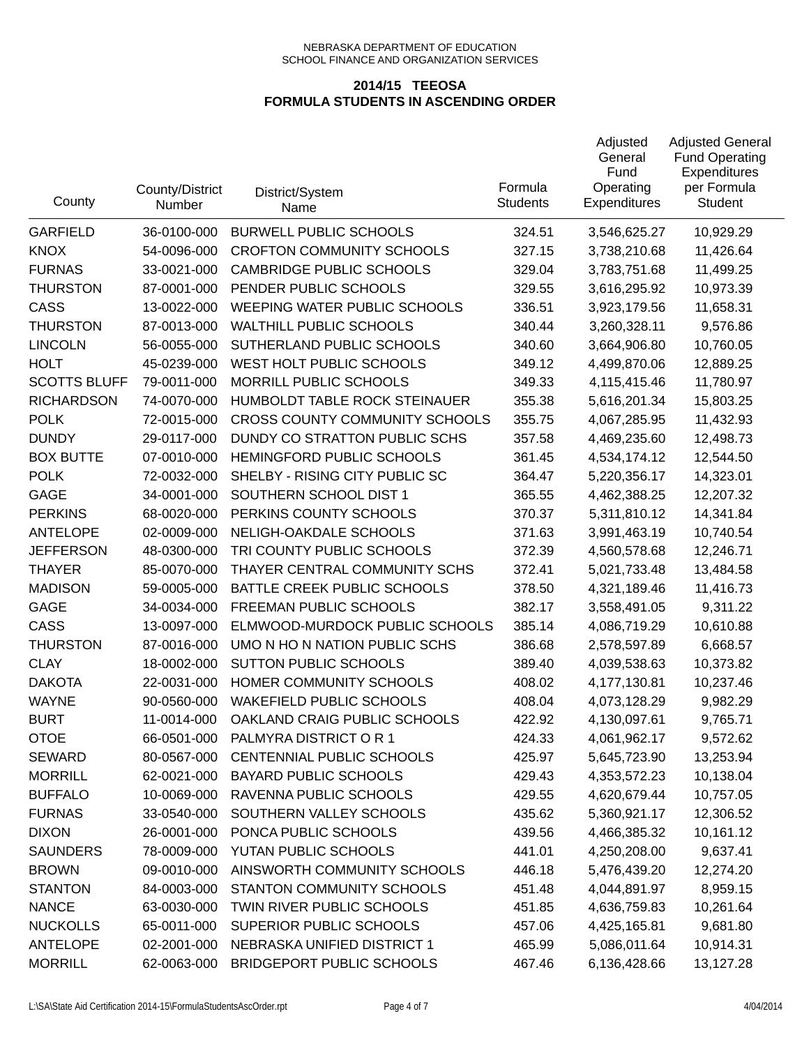NEBRASKA DEPARTMENT OF EDUCATION
SCHOOL FINANCE AND ORGANIZATION SERVICES

## 2014/15 TEEOSA
## FORMULA STUDENTS IN ASCENDING ORDER

| County | County/District Number | District/System Name | Formula Students | Adjusted General Fund Operating Expenditures | Adjusted General Fund Operating Expenditures per Formula Student |
|---|---|---|---|---|---|
| GARFIELD | 36-0100-000 | BURWELL PUBLIC SCHOOLS | 324.51 | 3,546,625.27 | 10,929.29 |
| KNOX | 54-0096-000 | CROFTON COMMUNITY SCHOOLS | 327.15 | 3,738,210.68 | 11,426.64 |
| FURNAS | 33-0021-000 | CAMBRIDGE PUBLIC SCHOOLS | 329.04 | 3,783,751.68 | 11,499.25 |
| THURSTON | 87-0001-000 | PENDER PUBLIC SCHOOLS | 329.55 | 3,616,295.92 | 10,973.39 |
| CASS | 13-0022-000 | WEEPING WATER PUBLIC SCHOOLS | 336.51 | 3,923,179.56 | 11,658.31 |
| THURSTON | 87-0013-000 | WALTHILL PUBLIC SCHOOLS | 340.44 | 3,260,328.11 | 9,576.86 |
| LINCOLN | 56-0055-000 | SUTHERLAND PUBLIC SCHOOLS | 340.60 | 3,664,906.80 | 10,760.05 |
| HOLT | 45-0239-000 | WEST HOLT PUBLIC SCHOOLS | 349.12 | 4,499,870.06 | 12,889.25 |
| SCOTTS BLUFF | 79-0011-000 | MORRILL PUBLIC SCHOOLS | 349.33 | 4,115,415.46 | 11,780.97 |
| RICHARDSON | 74-0070-000 | HUMBOLDT TABLE ROCK STEINAUER | 355.38 | 5,616,201.34 | 15,803.25 |
| POLK | 72-0015-000 | CROSS COUNTY COMMUNITY SCHOOLS | 355.75 | 4,067,285.95 | 11,432.93 |
| DUNDY | 29-0117-000 | DUNDY CO STRATTON PUBLIC SCHS | 357.58 | 4,469,235.60 | 12,498.73 |
| BOX BUTTE | 07-0010-000 | HEMINGFORD PUBLIC SCHOOLS | 361.45 | 4,534,174.12 | 12,544.50 |
| POLK | 72-0032-000 | SHELBY - RISING CITY PUBLIC SC | 364.47 | 5,220,356.17 | 14,323.01 |
| GAGE | 34-0001-000 | SOUTHERN SCHOOL DIST 1 | 365.55 | 4,462,388.25 | 12,207.32 |
| PERKINS | 68-0020-000 | PERKINS COUNTY SCHOOLS | 370.37 | 5,311,810.12 | 14,341.84 |
| ANTELOPE | 02-0009-000 | NELIGH-OAKDALE SCHOOLS | 371.63 | 3,991,463.19 | 10,740.54 |
| JEFFERSON | 48-0300-000 | TRI COUNTY PUBLIC SCHOOLS | 372.39 | 4,560,578.68 | 12,246.71 |
| THAYER | 85-0070-000 | THAYER CENTRAL COMMUNITY SCHS | 372.41 | 5,021,733.48 | 13,484.58 |
| MADISON | 59-0005-000 | BATTLE CREEK PUBLIC SCHOOLS | 378.50 | 4,321,189.46 | 11,416.73 |
| GAGE | 34-0034-000 | FREEMAN PUBLIC SCHOOLS | 382.17 | 3,558,491.05 | 9,311.22 |
| CASS | 13-0097-000 | ELMWOOD-MURDOCK PUBLIC SCHOOLS | 385.14 | 4,086,719.29 | 10,610.88 |
| THURSTON | 87-0016-000 | UMO N HO N NATION PUBLIC SCHS | 386.68 | 2,578,597.89 | 6,668.57 |
| CLAY | 18-0002-000 | SUTTON PUBLIC SCHOOLS | 389.40 | 4,039,538.63 | 10,373.82 |
| DAKOTA | 22-0031-000 | HOMER COMMUNITY SCHOOLS | 408.02 | 4,177,130.81 | 10,237.46 |
| WAYNE | 90-0560-000 | WAKEFIELD PUBLIC SCHOOLS | 408.04 | 4,073,128.29 | 9,982.29 |
| BURT | 11-0014-000 | OAKLAND CRAIG PUBLIC SCHOOLS | 422.92 | 4,130,097.61 | 9,765.71 |
| OTOE | 66-0501-000 | PALMYRA DISTRICT O R 1 | 424.33 | 4,061,962.17 | 9,572.62 |
| SEWARD | 80-0567-000 | CENTENNIAL PUBLIC SCHOOLS | 425.97 | 5,645,723.90 | 13,253.94 |
| MORRILL | 62-0021-000 | BAYARD PUBLIC SCHOOLS | 429.43 | 4,353,572.23 | 10,138.04 |
| BUFFALO | 10-0069-000 | RAVENNA PUBLIC SCHOOLS | 429.55 | 4,620,679.44 | 10,757.05 |
| FURNAS | 33-0540-000 | SOUTHERN VALLEY SCHOOLS | 435.62 | 5,360,921.17 | 12,306.52 |
| DIXON | 26-0001-000 | PONCA PUBLIC SCHOOLS | 439.56 | 4,466,385.32 | 10,161.12 |
| SAUNDERS | 78-0009-000 | YUTAN PUBLIC SCHOOLS | 441.01 | 4,250,208.00 | 9,637.41 |
| BROWN | 09-0010-000 | AINSWORTH COMMUNITY SCHOOLS | 446.18 | 5,476,439.20 | 12,274.20 |
| STANTON | 84-0003-000 | STANTON COMMUNITY SCHOOLS | 451.48 | 4,044,891.97 | 8,959.15 |
| NANCE | 63-0030-000 | TWIN RIVER PUBLIC SCHOOLS | 451.85 | 4,636,759.83 | 10,261.64 |
| NUCKOLLS | 65-0011-000 | SUPERIOR PUBLIC SCHOOLS | 457.06 | 4,425,165.81 | 9,681.80 |
| ANTELOPE | 02-2001-000 | NEBRASKA UNIFIED DISTRICT 1 | 465.99 | 5,086,011.64 | 10,914.31 |
| MORRILL | 62-0063-000 | BRIDGEPORT PUBLIC SCHOOLS | 467.46 | 6,136,428.66 | 13,127.28 |

L:\SA\State Aid Certification 2014-15\FormulaStudentsAscOrder.rpt 4/04/2014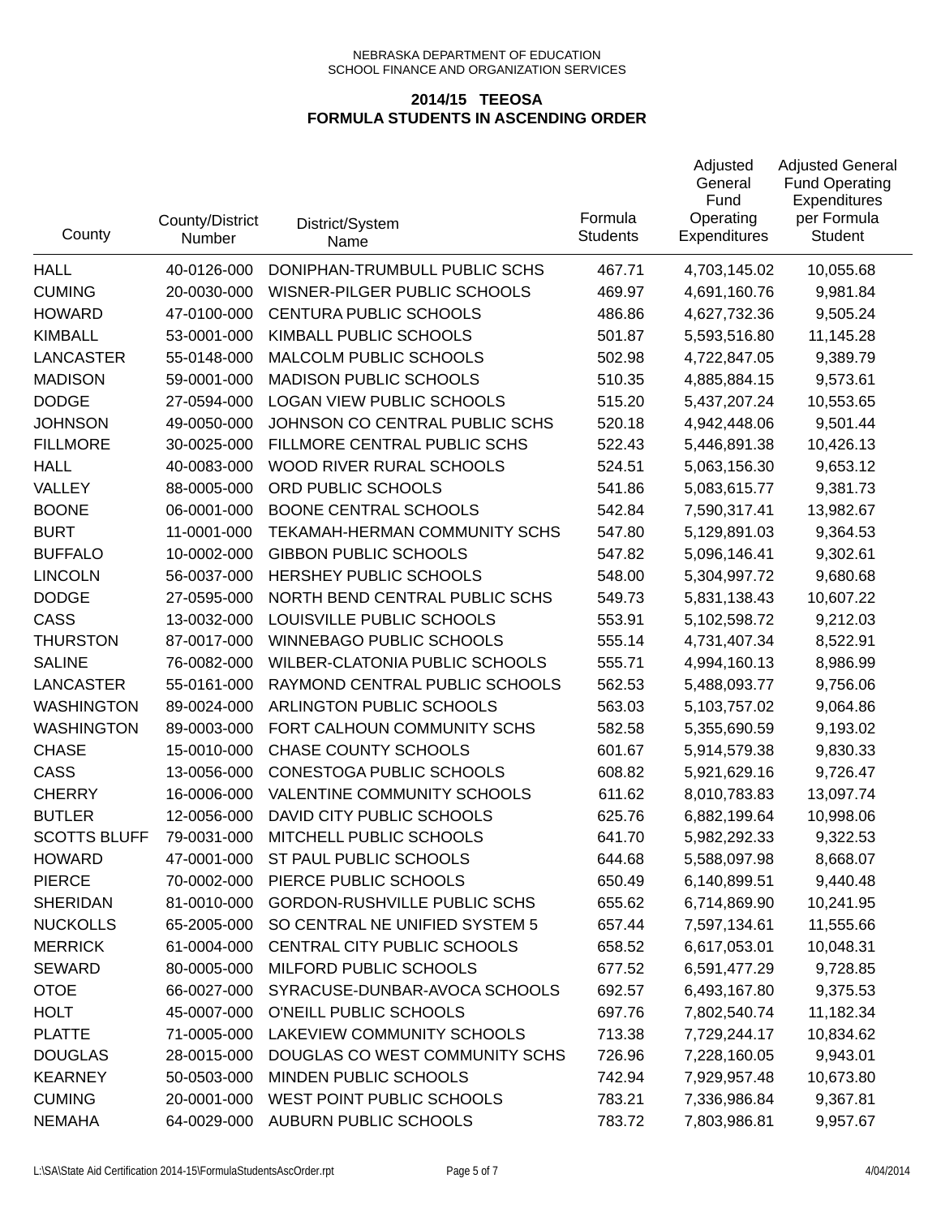NEBRASKA DEPARTMENT OF EDUCATION
SCHOOL FINANCE AND ORGANIZATION SERVICES

## 2014/15 TEEOSA
## FORMULA STUDENTS IN ASCENDING ORDER

| County | County/District Number | District/System Name | Formula Students | Adjusted General Fund Operating Expenditures | Adjusted General Fund Operating Expenditures per Formula Student |
|---|---|---|---|---|---|
| HALL | 40-0126-000 | DONIPHAN-TRUMBULL PUBLIC SCHS | 467.71 | 4,703,145.02 | 10,055.68 |
| CUMING | 20-0030-000 | WISNER-PILGER PUBLIC SCHOOLS | 469.97 | 4,691,160.76 | 9,981.84 |
| HOWARD | 47-0100-000 | CENTURA PUBLIC SCHOOLS | 486.86 | 4,627,732.36 | 9,505.24 |
| KIMBALL | 53-0001-000 | KIMBALL PUBLIC SCHOOLS | 501.87 | 5,593,516.80 | 11,145.28 |
| LANCASTER | 55-0148-000 | MALCOLM PUBLIC SCHOOLS | 502.98 | 4,722,847.05 | 9,389.79 |
| MADISON | 59-0001-000 | MADISON PUBLIC SCHOOLS | 510.35 | 4,885,884.15 | 9,573.61 |
| DODGE | 27-0594-000 | LOGAN VIEW PUBLIC SCHOOLS | 515.20 | 5,437,207.24 | 10,553.65 |
| JOHNSON | 49-0050-000 | JOHNSON CO CENTRAL PUBLIC SCHS | 520.18 | 4,942,448.06 | 9,501.44 |
| FILLMORE | 30-0025-000 | FILLMORE CENTRAL PUBLIC SCHS | 522.43 | 5,446,891.38 | 10,426.13 |
| HALL | 40-0083-000 | WOOD RIVER RURAL SCHOOLS | 524.51 | 5,063,156.30 | 9,653.12 |
| VALLEY | 88-0005-000 | ORD PUBLIC SCHOOLS | 541.86 | 5,083,615.77 | 9,381.73 |
| BOONE | 06-0001-000 | BOONE CENTRAL SCHOOLS | 542.84 | 7,590,317.41 | 13,982.67 |
| BURT | 11-0001-000 | TEKAMAH-HERMAN COMMUNITY SCHS | 547.80 | 5,129,891.03 | 9,364.53 |
| BUFFALO | 10-0002-000 | GIBBON PUBLIC SCHOOLS | 547.82 | 5,096,146.41 | 9,302.61 |
| LINCOLN | 56-0037-000 | HERSHEY PUBLIC SCHOOLS | 548.00 | 5,304,997.72 | 9,680.68 |
| DODGE | 27-0595-000 | NORTH BEND CENTRAL PUBLIC SCHS | 549.73 | 5,831,138.43 | 10,607.22 |
| CASS | 13-0032-000 | LOUISVILLE PUBLIC SCHOOLS | 553.91 | 5,102,598.72 | 9,212.03 |
| THURSTON | 87-0017-000 | WINNEBAGO PUBLIC SCHOOLS | 555.14 | 4,731,407.34 | 8,522.91 |
| SALINE | 76-0082-000 | WILBER-CLATONIA PUBLIC SCHOOLS | 555.71 | 4,994,160.13 | 8,986.99 |
| LANCASTER | 55-0161-000 | RAYMOND CENTRAL PUBLIC SCHOOLS | 562.53 | 5,488,093.77 | 9,756.06 |
| WASHINGTON | 89-0024-000 | ARLINGTON PUBLIC SCHOOLS | 563.03 | 5,103,757.02 | 9,064.86 |
| WASHINGTON | 89-0003-000 | FORT CALHOUN COMMUNITY SCHS | 582.58 | 5,355,690.59 | 9,193.02 |
| CHASE | 15-0010-000 | CHASE COUNTY SCHOOLS | 601.67 | 5,914,579.38 | 9,830.33 |
| CASS | 13-0056-000 | CONESTOGA PUBLIC SCHOOLS | 608.82 | 5,921,629.16 | 9,726.47 |
| CHERRY | 16-0006-000 | VALENTINE COMMUNITY SCHOOLS | 611.62 | 8,010,783.83 | 13,097.74 |
| BUTLER | 12-0056-000 | DAVID CITY PUBLIC SCHOOLS | 625.76 | 6,882,199.64 | 10,998.06 |
| SCOTTS BLUFF | 79-0031-000 | MITCHELL PUBLIC SCHOOLS | 641.70 | 5,982,292.33 | 9,322.53 |
| HOWARD | 47-0001-000 | ST PAUL PUBLIC SCHOOLS | 644.68 | 5,588,097.98 | 8,668.07 |
| PIERCE | 70-0002-000 | PIERCE PUBLIC SCHOOLS | 650.49 | 6,140,899.51 | 9,440.48 |
| SHERIDAN | 81-0010-000 | GORDON-RUSHVILLE PUBLIC SCHS | 655.62 | 6,714,869.90 | 10,241.95 |
| NUCKOLLS | 65-2005-000 | SO CENTRAL NE UNIFIED SYSTEM 5 | 657.44 | 7,597,134.61 | 11,555.66 |
| MERRICK | 61-0004-000 | CENTRAL CITY PUBLIC SCHOOLS | 658.52 | 6,617,053.01 | 10,048.31 |
| SEWARD | 80-0005-000 | MILFORD PUBLIC SCHOOLS | 677.52 | 6,591,477.29 | 9,728.85 |
| OTOE | 66-0027-000 | SYRACUSE-DUNBAR-AVOCA SCHOOLS | 692.57 | 6,493,167.80 | 9,375.53 |
| HOLT | 45-0007-000 | O'NEILL PUBLIC SCHOOLS | 697.76 | 7,802,540.74 | 11,182.34 |
| PLATTE | 71-0005-000 | LAKEVIEW COMMUNITY SCHOOLS | 713.38 | 7,729,244.17 | 10,834.62 |
| DOUGLAS | 28-0015-000 | DOUGLAS CO WEST COMMUNITY SCHS | 726.96 | 7,228,160.05 | 9,943.01 |
| KEARNEY | 50-0503-000 | MINDEN PUBLIC SCHOOLS | 742.94 | 7,929,957.48 | 10,673.80 |
| CUMING | 20-0001-000 | WEST POINT PUBLIC SCHOOLS | 783.21 | 7,336,986.84 | 9,367.81 |
| NEMAHA | 64-0029-000 | AUBURN PUBLIC SCHOOLS | 783.72 | 7,803,986.81 | 9,957.67 |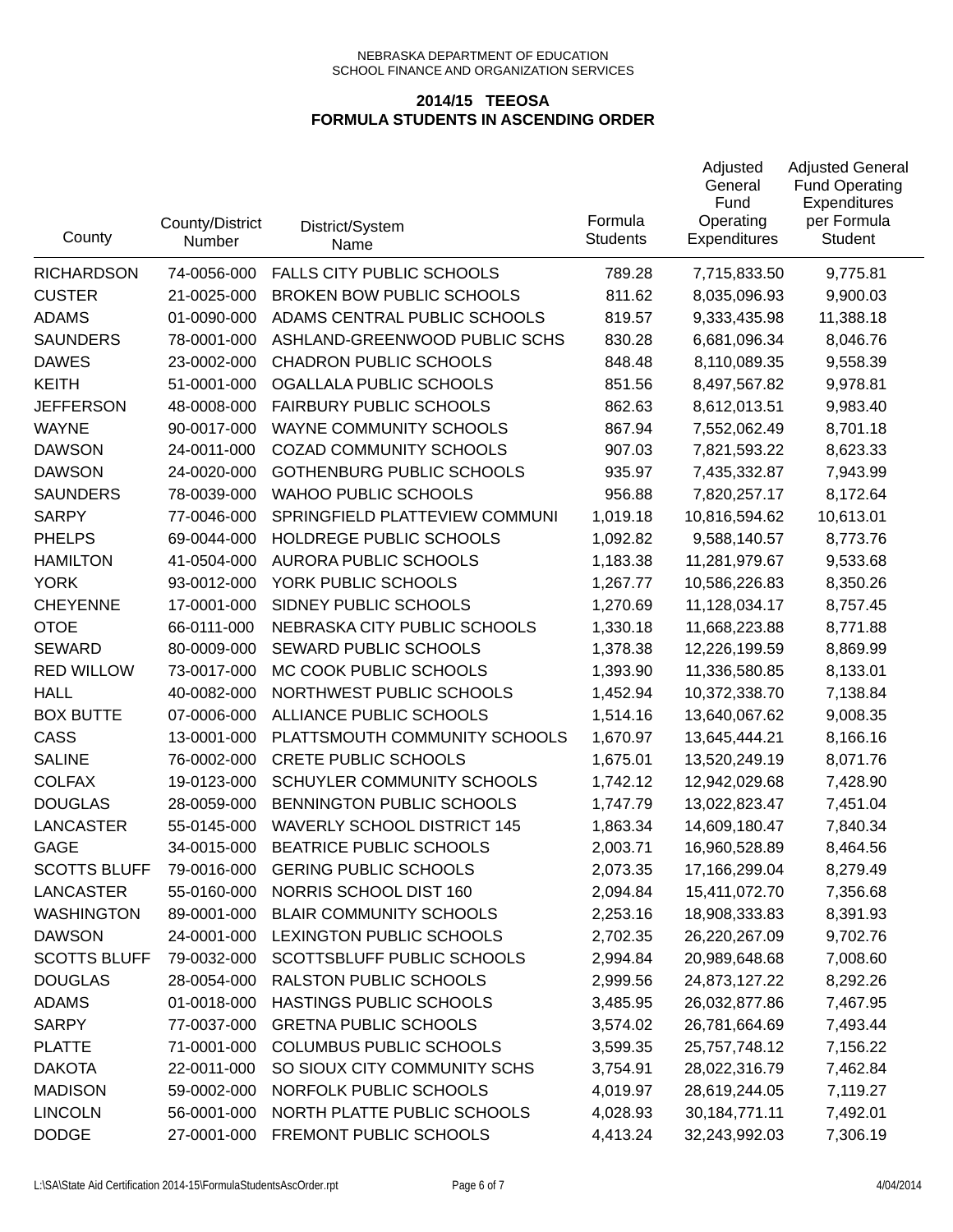NEBRASKA DEPARTMENT OF EDUCATION
SCHOOL FINANCE AND ORGANIZATION SERVICES

## 2014/15 TEEOSA
## FORMULA STUDENTS IN ASCENDING ORDER

| County | County/District Number | District/System Name | Formula Students | Adjusted General Fund Operating Expenditures | Adjusted General Fund Operating Expenditures per Formula Student |
|---|---|---|---|---|---|
| RICHARDSON | 74-0056-000 | FALLS CITY PUBLIC SCHOOLS | 789.28 | 7,715,833.50 | 9,775.81 |
| CUSTER | 21-0025-000 | BROKEN BOW PUBLIC SCHOOLS | 811.62 | 8,035,096.93 | 9,900.03 |
| ADAMS | 01-0090-000 | ADAMS CENTRAL PUBLIC SCHOOLS | 819.57 | 9,333,435.98 | 11,388.18 |
| SAUNDERS | 78-0001-000 | ASHLAND-GREENWOOD PUBLIC SCHS | 830.28 | 6,681,096.34 | 8,046.76 |
| DAWES | 23-0002-000 | CHADRON PUBLIC SCHOOLS | 848.48 | 8,110,089.35 | 9,558.39 |
| KEITH | 51-0001-000 | OGALLALA PUBLIC SCHOOLS | 851.56 | 8,497,567.82 | 9,978.81 |
| JEFFERSON | 48-0008-000 | FAIRBURY PUBLIC SCHOOLS | 862.63 | 8,612,013.51 | 9,983.40 |
| WAYNE | 90-0017-000 | WAYNE COMMUNITY SCHOOLS | 867.94 | 7,552,062.49 | 8,701.18 |
| DAWSON | 24-0011-000 | COZAD COMMUNITY SCHOOLS | 907.03 | 7,821,593.22 | 8,623.33 |
| DAWSON | 24-0020-000 | GOTHENBURG PUBLIC SCHOOLS | 935.97 | 7,435,332.87 | 7,943.99 |
| SAUNDERS | 78-0039-000 | WAHOO PUBLIC SCHOOLS | 956.88 | 7,820,257.17 | 8,172.64 |
| SARPY | 77-0046-000 | SPRINGFIELD PLATTEVIEW COMMUNI | 1,019.18 | 10,816,594.62 | 10,613.01 |
| PHELPS | 69-0044-000 | HOLDREGE PUBLIC SCHOOLS | 1,092.82 | 9,588,140.57 | 8,773.76 |
| HAMILTON | 41-0504-000 | AURORA PUBLIC SCHOOLS | 1,183.38 | 11,281,979.67 | 9,533.68 |
| YORK | 93-0012-000 | YORK PUBLIC SCHOOLS | 1,267.77 | 10,586,226.83 | 8,350.26 |
| CHEYENNE | 17-0001-000 | SIDNEY PUBLIC SCHOOLS | 1,270.69 | 11,128,034.17 | 8,757.45 |
| OTOE | 66-0111-000 | NEBRASKA CITY PUBLIC SCHOOLS | 1,330.18 | 11,668,223.88 | 8,771.88 |
| SEWARD | 80-0009-000 | SEWARD PUBLIC SCHOOLS | 1,378.38 | 12,226,199.59 | 8,869.99 |
| RED WILLOW | 73-0017-000 | MC COOK PUBLIC SCHOOLS | 1,393.90 | 11,336,580.85 | 8,133.01 |
| HALL | 40-0082-000 | NORTHWEST PUBLIC SCHOOLS | 1,452.94 | 10,372,338.70 | 7,138.84 |
| BOX BUTTE | 07-0006-000 | ALLIANCE PUBLIC SCHOOLS | 1,514.16 | 13,640,067.62 | 9,008.35 |
| CASS | 13-0001-000 | PLATTSMOUTH COMMUNITY SCHOOLS | 1,670.97 | 13,645,444.21 | 8,166.16 |
| SALINE | 76-0002-000 | CRETE PUBLIC SCHOOLS | 1,675.01 | 13,520,249.19 | 8,071.76 |
| COLFAX | 19-0123-000 | SCHUYLER COMMUNITY SCHOOLS | 1,742.12 | 12,942,029.68 | 7,428.90 |
| DOUGLAS | 28-0059-000 | BENNINGTON PUBLIC SCHOOLS | 1,747.79 | 13,022,823.47 | 7,451.04 |
| LANCASTER | 55-0145-000 | WAVERLY SCHOOL DISTRICT 145 | 1,863.34 | 14,609,180.47 | 7,840.34 |
| GAGE | 34-0015-000 | BEATRICE PUBLIC SCHOOLS | 2,003.71 | 16,960,528.89 | 8,464.56 |
| SCOTTS BLUFF | 79-0016-000 | GERING PUBLIC SCHOOLS | 2,073.35 | 17,166,299.04 | 8,279.49 |
| LANCASTER | 55-0160-000 | NORRIS SCHOOL DIST 160 | 2,094.84 | 15,411,072.70 | 7,356.68 |
| WASHINGTON | 89-0001-000 | BLAIR COMMUNITY SCHOOLS | 2,253.16 | 18,908,333.83 | 8,391.93 |
| DAWSON | 24-0001-000 | LEXINGTON PUBLIC SCHOOLS | 2,702.35 | 26,220,267.09 | 9,702.76 |
| SCOTTS BLUFF | 79-0032-000 | SCOTTSBLUFF PUBLIC SCHOOLS | 2,994.84 | 20,989,648.68 | 7,008.60 |
| DOUGLAS | 28-0054-000 | RALSTON PUBLIC SCHOOLS | 2,999.56 | 24,873,127.22 | 8,292.26 |
| ADAMS | 01-0018-000 | HASTINGS PUBLIC SCHOOLS | 3,485.95 | 26,032,877.86 | 7,467.95 |
| SARPY | 77-0037-000 | GRETNA PUBLIC SCHOOLS | 3,574.02 | 26,781,664.69 | 7,493.44 |
| PLATTE | 71-0001-000 | COLUMBUS PUBLIC SCHOOLS | 3,599.35 | 25,757,748.12 | 7,156.22 |
| DAKOTA | 22-0011-000 | SO SIOUX CITY COMMUNITY SCHS | 3,754.91 | 28,022,316.79 | 7,462.84 |
| MADISON | 59-0002-000 | NORFOLK PUBLIC SCHOOLS | 4,019.97 | 28,619,244.05 | 7,119.27 |
| LINCOLN | 56-0001-000 | NORTH PLATTE PUBLIC SCHOOLS | 4,028.93 | 30,184,771.11 | 7,492.01 |
| DODGE | 27-0001-000 | FREMONT PUBLIC SCHOOLS | 4,413.24 | 32,243,992.03 | 7,306.19 |

L:\SA\State Aid Certification 2014-15\FormulaStudentsAscOrder.rpt 4/04/2014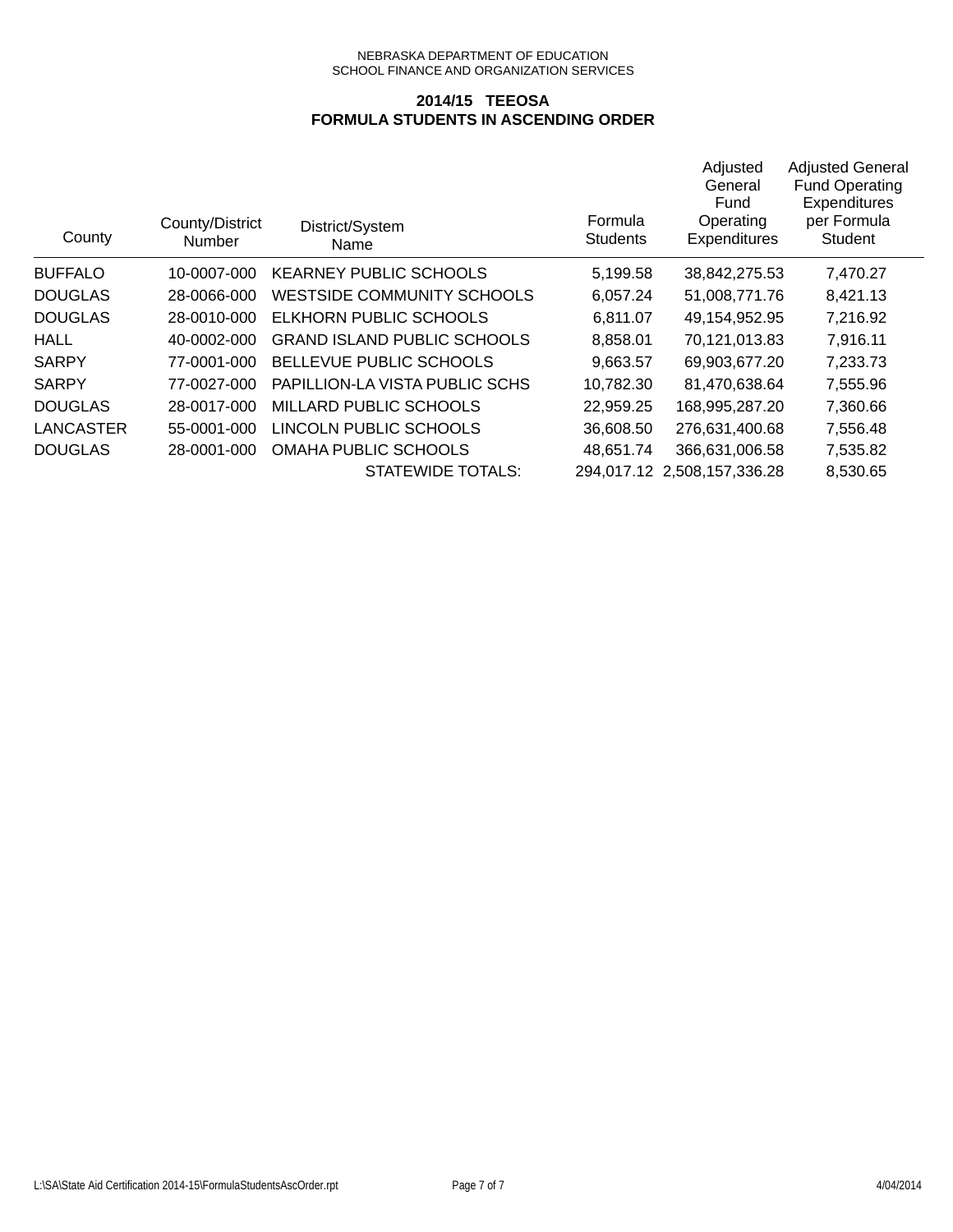NEBRASKA DEPARTMENT OF EDUCATION
SCHOOL FINANCE AND ORGANIZATION SERVICES

## 2014/15 TEEOSA
## FORMULA STUDENTS IN ASCENDING ORDER

| County | County/District Number | District/System Name | Formula Students | Adjusted General Fund Operating Expenditures | Adjusted General Fund Operating Expenditures per Formula Student |
|---|---|---|---|---|---|
| BUFFALO | 10-0007-000 | KEARNEY PUBLIC SCHOOLS | 5,199.58 | 38,842,275.53 | 7,470.27 |
| DOUGLAS | 28-0066-000 | WESTSIDE COMMUNITY SCHOOLS | 6,057.24 | 51,008,771.76 | 8,421.13 |
| DOUGLAS | 28-0010-000 | ELKHORN PUBLIC SCHOOLS | 6,811.07 | 49,154,952.95 | 7,216.92 |
| HALL | 40-0002-000 | GRAND ISLAND PUBLIC SCHOOLS | 8,858.01 | 70,121,013.83 | 7,916.11 |
| SARPY | 77-0001-000 | BELLEVUE PUBLIC SCHOOLS | 9,663.57 | 69,903,677.20 | 7,233.73 |
| SARPY | 77-0027-000 | PAPILLION-LA VISTA PUBLIC SCHS | 10,782.30 | 81,470,638.64 | 7,555.96 |
| DOUGLAS | 28-0017-000 | MILLARD PUBLIC SCHOOLS | 22,959.25 | 168,995,287.20 | 7,360.66 |
| LANCASTER | 55-0001-000 | LINCOLN PUBLIC SCHOOLS | 36,608.50 | 276,631,400.68 | 7,556.48 |
| DOUGLAS | 28-0001-000 | OMAHA PUBLIC SCHOOLS | 48,651.74 | 366,631,006.58 | 7,535.82 |
| | | STATEWIDE TOTALS: | 294,017.12 | 2,508,157,336.28 | 8,530.65 |